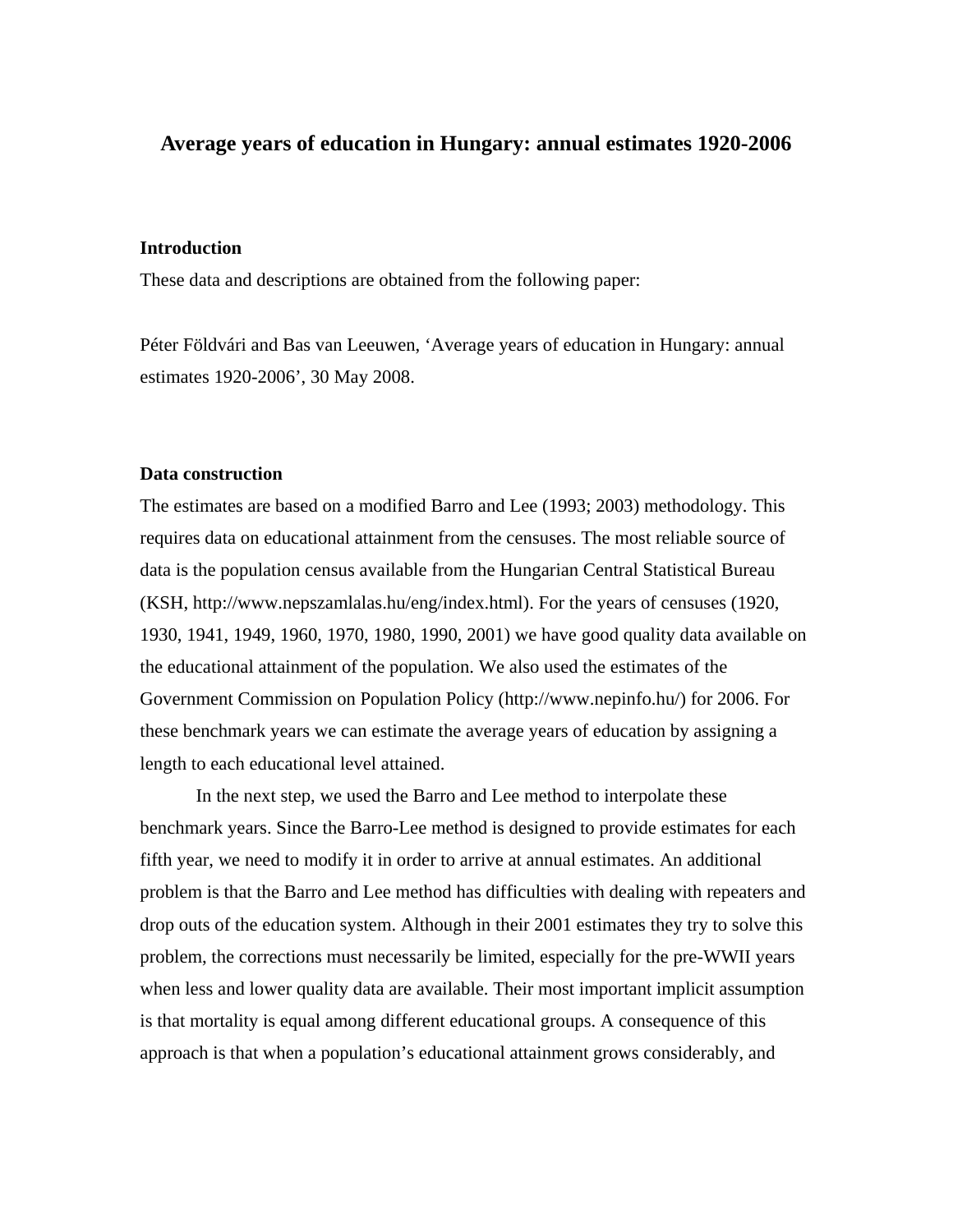# Average years of education in Hungary: annual estimates 1920-2006

## Introduction

These data and descriptions are obtained from the following paper:

Péter Földvári and Bas van Leeuwen, 'Average years of education in Hungary: annual estimates 1920-2006', 30 May 2008.

## Data construction

The estimates are based on a modified Barro and Lee (1993; 2003) methodology. This requires data on educational attainment from the censuses. The most reliable source of data is the population census available from the Hungarian Central Statistical Bureau (KSH, http://www.nepszamlalas.hu/eng/index.html). For the years of censuses (1920, 1930, 1941, 1949, 1960, 1970, 1980, 1990, 2001) we have good quality data available on the educational attainment of the population. We also used the estimates of the Government Commission on Population Policy (http://www.nepinfo.hu/) for 2006. For these benchmark years we can estimate the average years of education by assigning a length to each educational level attained.

In the next step, we used the Barro and Lee method to interpolate these benchmark years. Since the Barro-Lee method is designed to provide estimates for each fifth year, we need to modify it in order to arrive at annual estimates. An additional problem is that the Barro and Lee method has difficulties with dealing with repeaters and drop outs of the education system. Although in their 2001 estimates they try to solve this problem, the corrections must necessarily be limited, especially for the pre-WWII years when less and lower quality data are available. Their most important implicit assumption is that mortality is equal among different educational groups. A consequence of this approach is that when a population's educational attainment grows considerably, and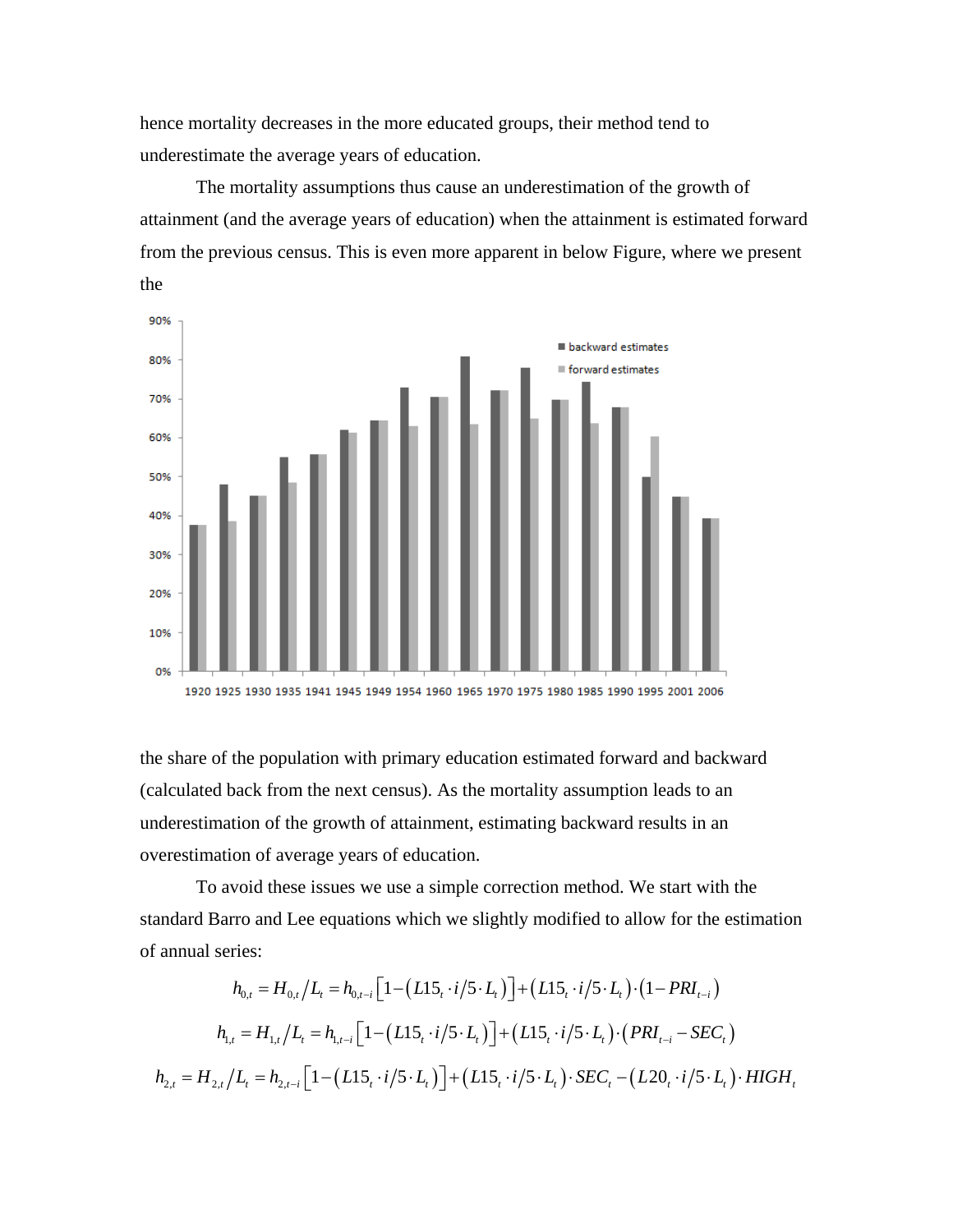hence mortality decreases in the more educated groups, their method tend to underestimate the average years of education.

The mortality assumptions thus cause an underestimation of the growth of attainment (and the average years of education) when the attainment is estimated forward from the previous census. This is even more apparent in below Figure, where we present the

the share of the population with primary education estimated forward and backward (calculated back from the next census). As the mortality assumption leads to an underestimation of the growth of attainment, estimating backward results in an overestimation of average years of education.

To avoid these issues we use a simple correction method. We start with the standard Barro and Lee equations which we slightly modified to allow for the estimation of annual series:

$$h_{0,t} = H_{0,t}/L_t = h_{0,t-i}\left[1-\left(L15_t \cdot i/5 \cdot L_t\right)\right]+\left(L15_t \cdot i/5 \cdot L_t\right)\cdot\left(1-PRI_{t-i}\right)$$

$$h_{1,t} = H_{1,t}/L_t = h_{1,t-i}\left[1-\left(L15_t \cdot i/5 \cdot L_t\right)\right]+\left(L15_t \cdot i/5 \cdot L_t\right)\cdot\left(PRI_{t-i}-SEC_t\right)$$

$$h_{2,t} = H_{2,t}/L_t = h_{2,t-i}\left[1-\left(L15_t \cdot i/5 \cdot L_t\right)\right]+\left(L15_t \cdot i/5 \cdot L_t\right)\cdot SEC_t-\left(L20_t \cdot i/5 \cdot L_t\right)\cdot HIGH_t$$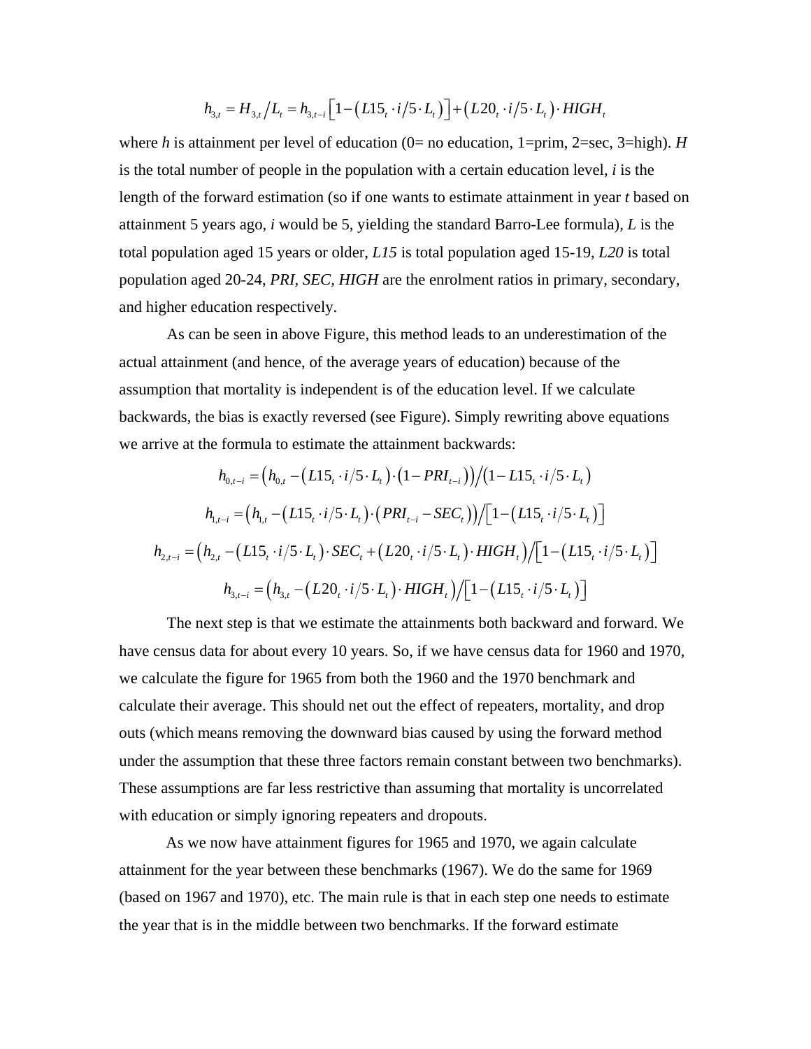$$h_{3,t} = H_{3,t} / L_t = h_{3,t-i}\left[1-\left(L15_t \cdot i/5 \cdot L_t\right)\right]+\left(L20_t \cdot i/5 \cdot L_t\right)\cdot HIGH_t$$

where *h* is attainment per level of education (0= no education, 1=prim, 2=sec, 3=high). *H* is the total number of people in the population with a certain education level, *i* is the length of the forward estimation (so if one wants to estimate attainment in year *t* based on attainment 5 years ago, *i* would be 5, yielding the standard Barro-Lee formula), *L* is the total population aged 15 years or older, *L15* is total population aged 15-19, *L20* is total population aged 20-24, *PRI*, *SEC*, *HIGH* are the enrolment ratios in primary, secondary, and higher education respectively.

As can be seen in above Figure, this method leads to an underestimation of the actual attainment (and hence, of the average years of education) because of the assumption that mortality is independent is of the education level. If we calculate backwards, the bias is exactly reversed (see Figure). Simply rewriting above equations we arrive at the formula to estimate the attainment backwards:

$$h_{0,t-i} = \left(h_{0,t} - \left(L15_t \cdot i/5 \cdot L_t\right)\cdot\left(1-PRI_{t-i}\right)\right) \Big/ \left(1-L15_t \cdot i/5 \cdot L_t\right)$$

$$h_{1,t-i} = \left(h_{1,t} - \left(L15_t \cdot i/5 \cdot L_t\right)\cdot\left(PRI_{t-i} - SEC_t\right)\right) \Big/ \left[1-\left(L15_t \cdot i/5 \cdot L_t\right)\right]$$

$$h_{2,t-i} = \left(h_{2,t} - \left(L15_t \cdot i/5 \cdot L_t\right)\cdot SEC_t + \left(L20_t \cdot i/5 \cdot L_t\right)\cdot HIGH_t\right) \Big/ \left[1-\left(L15_t \cdot i/5 \cdot L_t\right)\right]$$

$$h_{3,t-i} = \left(h_{3,t} - \left(L20_t \cdot i/5 \cdot L_t\right)\cdot HIGH_t\right) \Big/ \left[1-\left(L15_t \cdot i/5 \cdot L_t\right)\right]$$

The next step is that we estimate the attainments both backward and forward. We have census data for about every 10 years. So, if we have census data for 1960 and 1970, we calculate the figure for 1965 from both the 1960 and the 1970 benchmark and calculate their average. This should net out the effect of repeaters, mortality, and drop outs (which means removing the downward bias caused by using the forward method under the assumption that these three factors remain constant between two benchmarks). These assumptions are far less restrictive than assuming that mortality is uncorrelated with education or simply ignoring repeaters and dropouts.

As we now have attainment figures for 1965 and 1970, we again calculate attainment for the year between these benchmarks (1967). We do the same for 1969 (based on 1967 and 1970), etc. The main rule is that in each step one needs to estimate the year that is in the middle between two benchmarks. If the forward estimate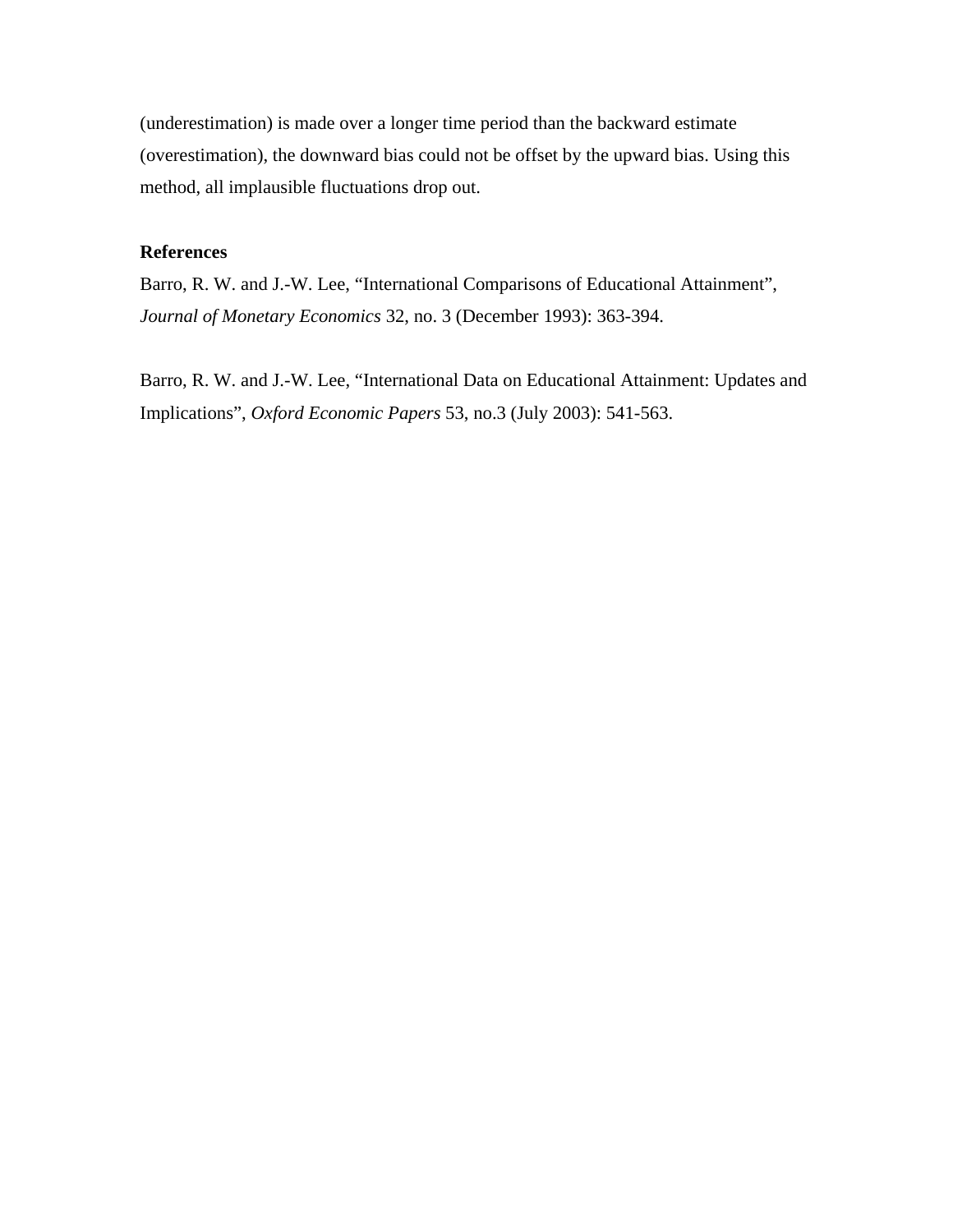(underestimation) is made over a longer time period than the backward estimate (overestimation), the downward bias could not be offset by the upward bias. Using this method, all implausible fluctuations drop out.

**References**

Barro, R. W. and J.-W. Lee, “International Comparisons of Educational Attainment”, *Journal of Monetary Economics* 32, no. 3 (December 1993): 363-394.

Barro, R. W. and J.-W. Lee, “International Data on Educational Attainment: Updates and Implications”, *Oxford Economic Papers* 53, no.3 (July 2003): 541-563.